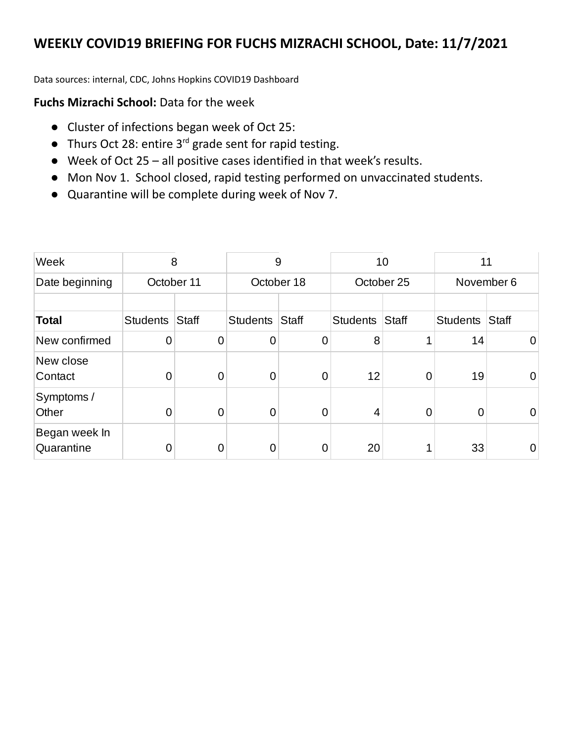# WEEKLY COVID19 BRIEFING FOR FUCHS MIZRACHI SCHOOL, Date: 11/7/2021

Data sources: internal, CDC, Johns Hopkins COVID19 Dashboard

**Fuchs Mizrachi School:** Data for the week

- Cluster of infections began week of Oct 25:
- Thurs Oct 28: entire 3rd grade sent for rapid testing.
- Week of Oct 25 – all positive cases identified in that week's results.
- Mon Nov 1. School closed, rapid testing performed on unvaccinated students.
- Quarantine will be complete during week of Nov 7.

| Week | 8 | | 9 | | 10 | | 11 | |
|---|---|---|---|---|---|---|---|---|
| Date beginning | October 11 | | October 18 | | October 25 | | November 6 | |
| | | | | | | | | |
| **Total** | Students | Staff | Students | Staff | Students | Staff | Students | Staff |
| New confirmed | 0 | 0 | 0 | 0 | 8 | 1 | 14 | 0 |
| New close Contact | 0 | 0 | 0 | 0 | 12 | 0 | 19 | 0 |
| Symptoms / Other | 0 | 0 | 0 | 0 | 4 | 0 | 0 | 0 |
| Began week In Quarantine | 0 | 0 | 0 | 0 | 20 | 1 | 33 | 0 |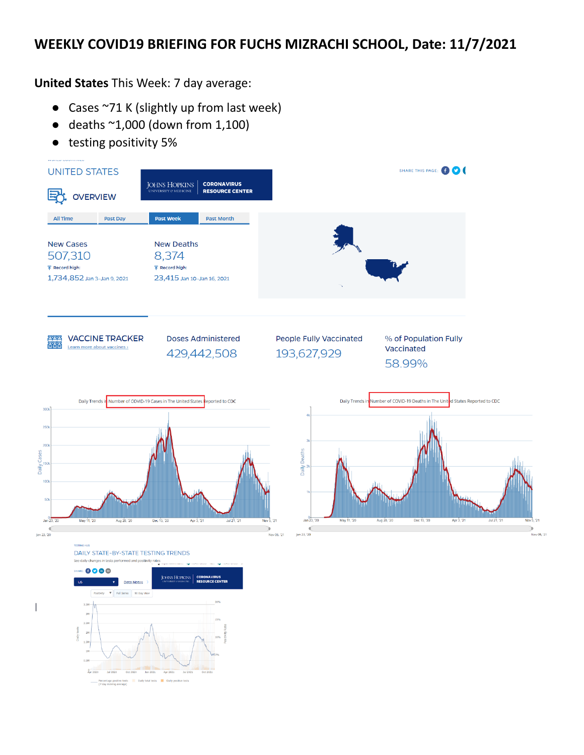# WEEKLY COVID19 BRIEFING FOR FUCHS MIZRACHI SCHOOL, Date: 11/7/2021

**United States** This Week: 7 day average:

- Cases ~71 K (slightly up from last week)
- deaths ~1,000 (down from 1,100)
- testing positivity 5%

UNITED STATES

OVERVIEW

JOHNS HOPKINS UNIVERSITY & MEDICINE | CORONAVIRUS RESOURCE CENTER

SHARE THIS PAGE:

All Time | Past Day | Past Week | Past Month

New Cases
507,310
Record high:
1,734,852 Jan 3–Jan 9, 2021

New Deaths
8,374
Record high:
23,415 Jan 10–Jan 16, 2021

VACCINE TRACKER
Learn more about vaccines ›

| Doses Administered | People Fully Vaccinated | % of Population Fully Vaccinated |
|---|---|---|
| 429,442,508 | 193,627,929 | 58.99% |

Daily Trends in Number of COVID-19 Cases in The United States Reported to CDC

Daily Trends in Number of COVID-19 Deaths in The United States Reported to CDC

TESTING HUB

DAILY STATE-BY-STATE TESTING TRENDS

See daily changes in tests performed and positivity rates

JOHNS HOPKINS UNIVERSITY & MEDICINE | CORONAVIRUS RESOURCE CENTER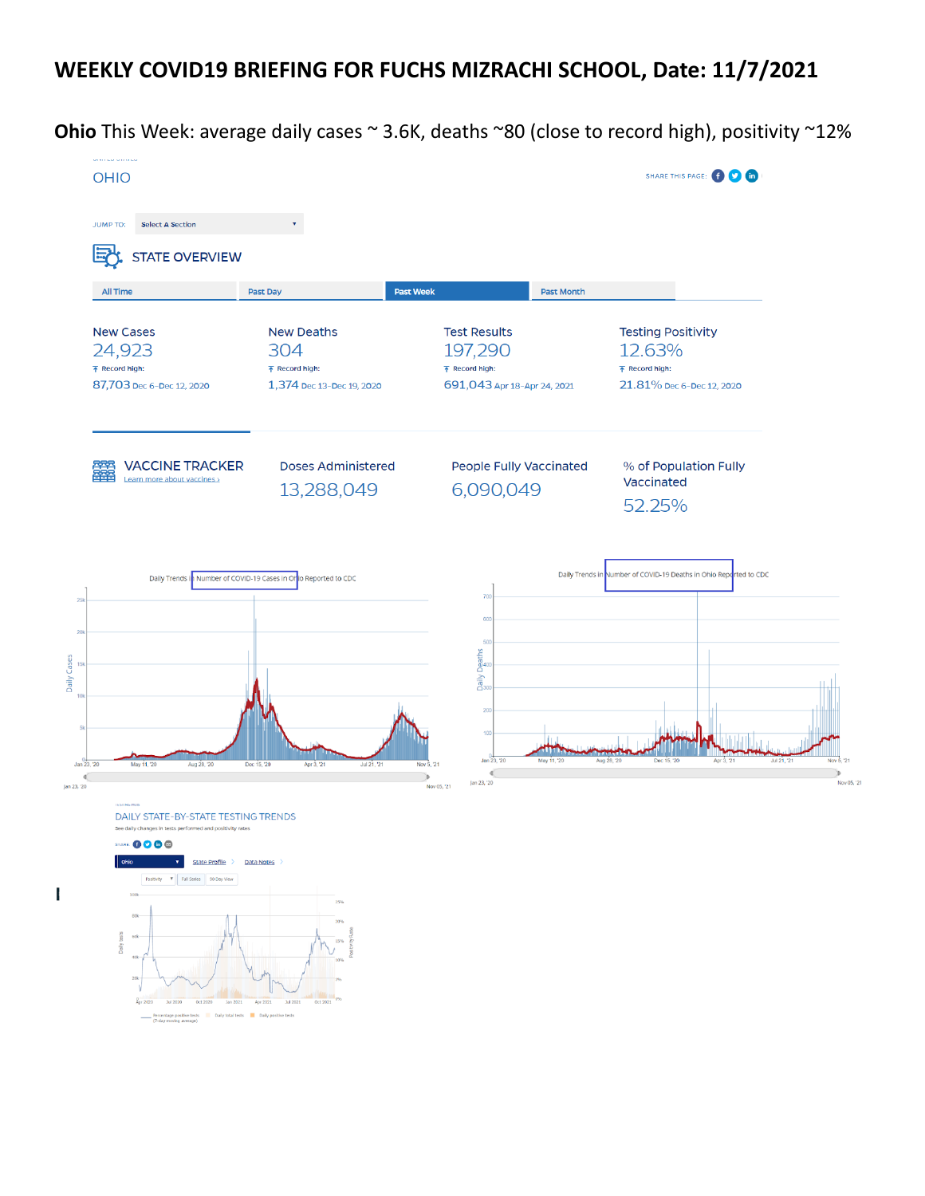# WEEKLY COVID19 BRIEFING FOR FUCHS MIZRACHI SCHOOL, Date: 11/7/2021

**Ohio** This Week: average daily cases ~ 3.6K, deaths ~80 (close to record high), positivity ~12%

OHIO

SHARE THIS PAGE:

JUMP TO: Select A Section

STATE OVERVIEW

All Time | Past Day | Past Week | Past Month

| New Cases | New Deaths | Test Results | Testing Positivity |
|---|---|---|---|
| 24,923 | 304 | 197,290 | 12.63% |
| Record high: 87,703 Dec 6–Dec 12, 2020 | Record high: 1,374 Dec 13–Dec 19, 2020 | Record high: 691,043 Apr 18–Apr 24, 2021 | Record high: 21.81% Dec 6–Dec 12, 2020 |

VACCINE TRACKER
Learn more about vaccines ›

| Doses Administered | People Fully Vaccinated | % of Population Fully Vaccinated |
|---|---|---|
| 13,288,049 | 6,090,049 | 52.25% |

Daily Trends in Number of COVID-19 Cases in Ohio Reported to CDC

Daily Trends in Number of COVID-19 Deaths in Ohio Reported to CDC

DAILY STATE-BY-STATE TESTING TRENDS

See daily changes in tests performed and positivity rates

Ohio | State Profile › | Data Notes ›

Positivity | Full Series | 90 Day View

Percentage positive tests (7-day moving average) | Daily total tests | Daily positive tests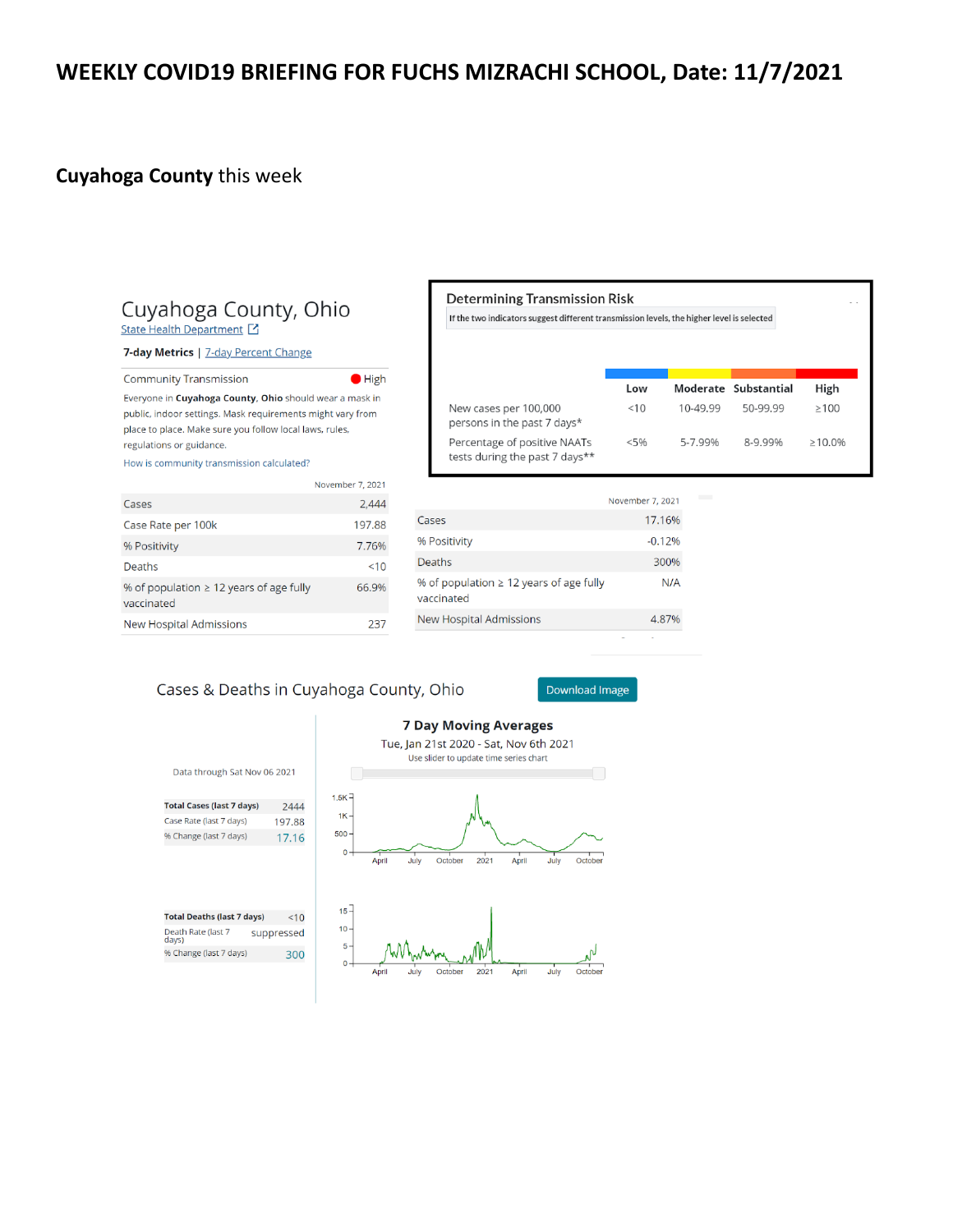# WEEKLY COVID19 BRIEFING FOR FUCHS MIZRACHI SCHOOL, Date: 11/7/2021

## **Cuyahoga County** this week

### Cuyahoga County, Ohio

State Health Department

**7-day Metrics** | 7-day Percent Change

Community Transmission ● High

Everyone in **Cuyahoga County**, **Ohio** should wear a mask in public, indoor settings. Mask requirements might vary from place to place. Make sure you follow local laws, rules, regulations or guidance.

How is community transmission calculated?

| | November 7, 2021 |
|---|---|
| Cases | 2,444 |
| Case Rate per 100k | 197.88 |
| % Positivity | 7.76% |
| Deaths | <10 |
| % of population ≥ 12 years of age fully vaccinated | 66.9% |
| New Hospital Admissions | 237 |

### Determining Transmission Risk

If the two indicators suggest different transmission levels, the higher level is selected

| | Low | Moderate | Substantial | High |
|---|---|---|---|---|
| New cases per 100,000 persons in the past 7 days* | <10 | 10-49.99 | 50-99.99 | ≥100 |
| Percentage of positive NAATs tests during the past 7 days** | <5% | 5-7.99% | 8-9.99% | ≥10.0% |

| | November 7, 2021 |
|---|---|
| Cases | 17.16% |
| % Positivity | -0.12% |
| Deaths | 300% |
| % of population ≥ 12 years of age fully vaccinated | N/A |
| New Hospital Admissions | 4.87% |

### Cases & Deaths in Cuyahoga County, Ohio

Download Image

Data through Sat Nov 06 2021

| | |
|---|---|
| **Total Cases (last 7 days)** | 2444 |
| Case Rate (last 7 days) | 197.88 |
| % Change (last 7 days) | 17.16 |

| | |
|---|---|
| **Total Deaths (last 7 days)** | <10 |
| Death Rate (last 7 days) | suppressed |
| % Change (last 7 days) | 300 |

**7 Day Moving Averages**

Tue, Jan 21st 2020 - Sat, Nov 6th 2021

Use slider to update time series chart

1.5K
1K
500
0
April July October 2021 April July October

15
10
5
0
April July October 2021 April July October